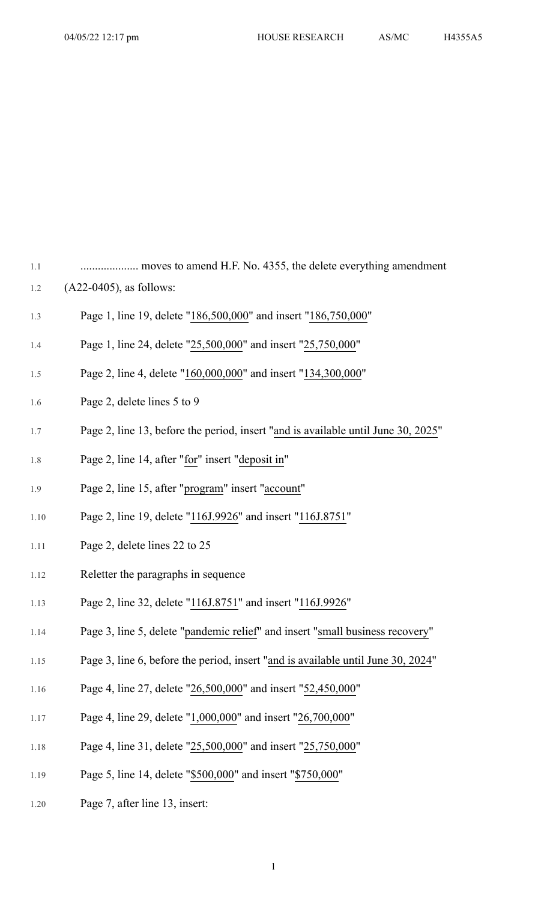1.1 .................... moves to amend H.F. No. 4355, the delete everything amendment
1.2 (A22-0405), as follows:

1.3 Page 1, line 19, delete "186,500,000" and insert "186,750,000"

1.4 Page 1, line 24, delete "25,500,000" and insert "25,750,000"

1.5 Page 2, line 4, delete "160,000,000" and insert "134,300,000"

1.6 Page 2, delete lines 5 to 9

1.7 Page 2, line 13, before the period, insert "and is available until June 30, 2025"

1.8 Page 2, line 14, after "for" insert "deposit in"

1.9 Page 2, line 15, after "program" insert "account"

1.10 Page 2, line 19, delete "116J.9926" and insert "116J.8751"

1.11 Page 2, delete lines 22 to 25

1.12 Reletter the paragraphs in sequence

1.13 Page 2, line 32, delete "116J.8751" and insert "116J.9926"

1.14 Page 3, line 5, delete "pandemic relief" and insert "small business recovery"

1.15 Page 3, line 6, before the period, insert "and is available until June 30, 2024"

1.16 Page 4, line 27, delete "26,500,000" and insert "52,450,000"

1.17 Page 4, line 29, delete "1,000,000" and insert "26,700,000"

1.18 Page 4, line 31, delete "25,500,000" and insert "25,750,000"

1.19 Page 5, line 14, delete "$500,000" and insert "$750,000"

1.20 Page 7, after line 13, insert: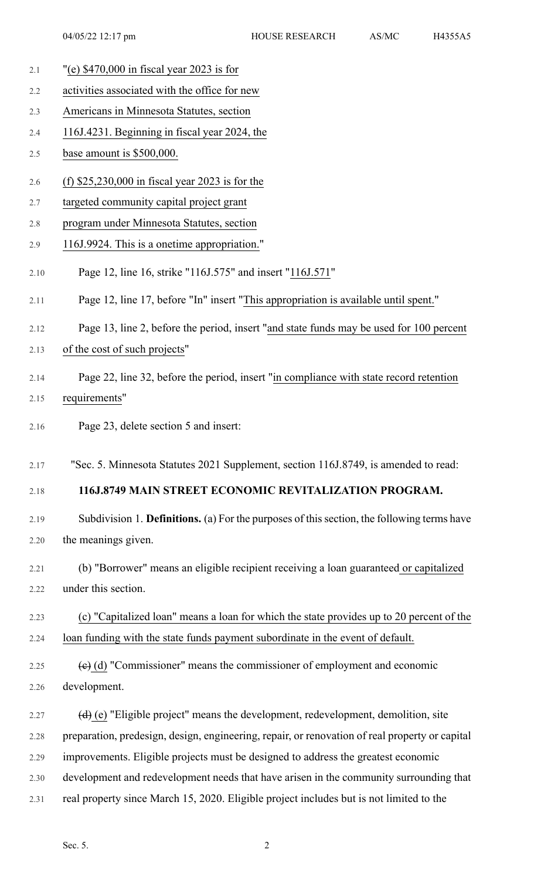"(e) $470,000 in fiscal year 2023 is for activities associated with the office for new Americans in Minnesota Statutes, section 116J.4231. Beginning in fiscal year 2024, the base amount is $500,000.

(f) $25,230,000 in fiscal year 2023 is for the targeted community capital project grant program under Minnesota Statutes, section 116J.9924. This is a onetime appropriation."

Page 12, line 16, strike "116J.575" and insert "116J.571"

Page 12, line 17, before "In" insert "This appropriation is available until spent."

Page 13, line 2, before the period, insert "and state funds may be used for 100 percent of the cost of such projects"

Page 22, line 32, before the period, insert "in compliance with state record retention requirements"

Page 23, delete section 5 and insert:

"Sec. 5. Minnesota Statutes 2021 Supplement, section 116J.8749, is amended to read:

**116J.8749 MAIN STREET ECONOMIC REVITALIZATION PROGRAM.**

Subdivision 1. **Definitions.** (a) For the purposes of this section, the following terms have the meanings given.

(b) "Borrower" means an eligible recipient receiving a loan guaranteed or capitalized under this section.

(c) "Capitalized loan" means a loan for which the state provides up to 20 percent of the loan funding with the state funds payment subordinate in the event of default.

~~(c)~~ (d) "Commissioner" means the commissioner of employment and economic development.

~~(d)~~ (e) "Eligible project" means the development, redevelopment, demolition, site preparation, predesign, design, engineering, repair, or renovation of real property or capital improvements. Eligible projects must be designed to address the greatest economic development and redevelopment needs that have arisen in the community surrounding that real property since March 15, 2020. Eligible project includes but is not limited to the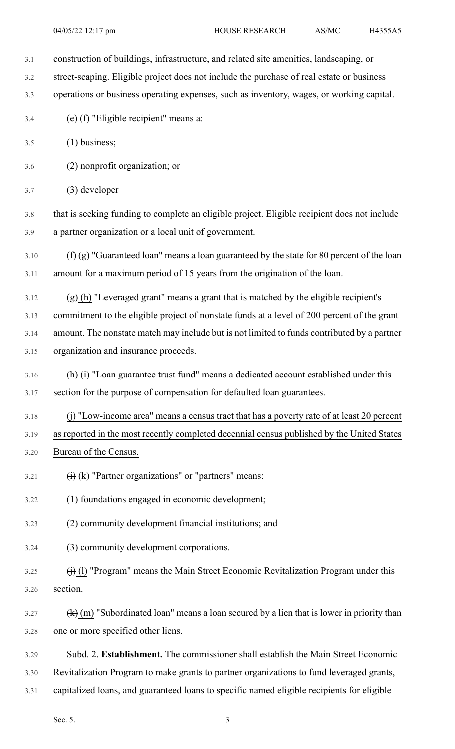construction of buildings, infrastructure, and related site amenities, landscaping, or street-scaping. Eligible project does not include the purchase of real estate or business operations or business operating expenses, such as inventory, wages, or working capital.

~~(e)~~ <u>(f)</u> "Eligible recipient" means a:

(1) business;

(2) nonprofit organization; or

(3) developer

that is seeking funding to complete an eligible project. Eligible recipient does not include a partner organization or a local unit of government.

~~(f)~~ <u>(g)</u> "Guaranteed loan" means a loan guaranteed by the state for 80 percent of the loan amount for a maximum period of 15 years from the origination of the loan.

~~(g)~~ <u>(h)</u> "Leveraged grant" means a grant that is matched by the eligible recipient's commitment to the eligible project of nonstate funds at a level of 200 percent of the grant amount. The nonstate match may include but is not limited to funds contributed by a partner organization and insurance proceeds.

~~(h)~~ <u>(i)</u> "Loan guarantee trust fund" means a dedicated account established under this section for the purpose of compensation for defaulted loan guarantees.

<u>(j) "Low-income area" means a census tract that has a poverty rate of at least 20 percent as reported in the most recently completed decennial census published by the United States Bureau of the Census.</u>

~~(i)~~ <u>(k)</u> "Partner organizations" or "partners" means:

(1) foundations engaged in economic development;

(2) community development financial institutions; and

(3) community development corporations.

~~(j)~~ <u>(l)</u> "Program" means the Main Street Economic Revitalization Program under this section.

~~(k)~~ <u>(m)</u> "Subordinated loan" means a loan secured by a lien that is lower in priority than one or more specified other liens.

Subd. 2. **Establishment.** The commissioner shall establish the Main Street Economic Revitalization Program to make grants to partner organizations to fund leveraged grants<u>, capitalized loans,</u> and guaranteed loans to specific named eligible recipients for eligible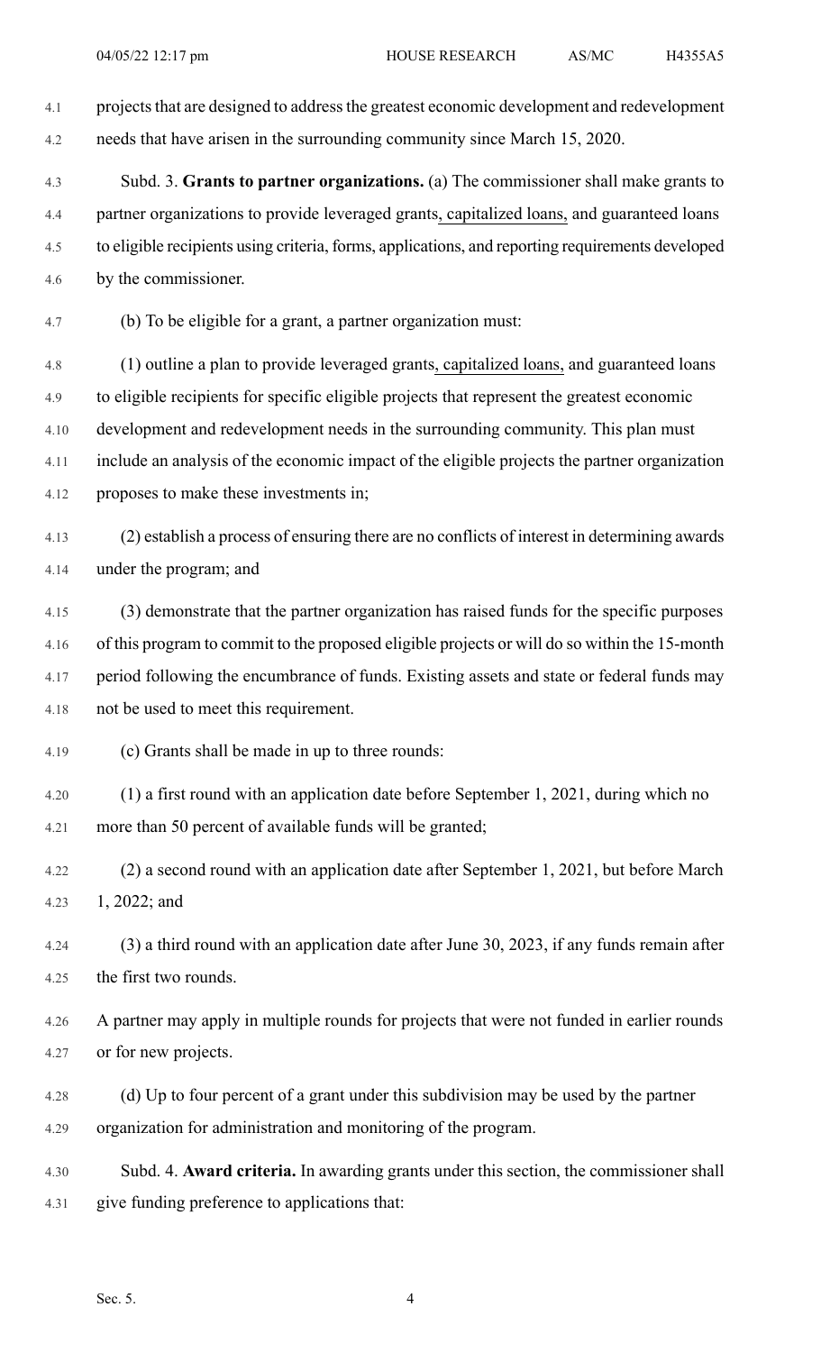projects that are designed to address the greatest economic development and redevelopment needs that have arisen in the surrounding community since March 15, 2020.

Subd. 3. **Grants to partner organizations.** (a) The commissioner shall make grants to partner organizations to provide leveraged grants, capitalized loans, and guaranteed loans to eligible recipients using criteria, forms, applications, and reporting requirements developed by the commissioner.

(b) To be eligible for a grant, a partner organization must:

(1) outline a plan to provide leveraged grants, capitalized loans, and guaranteed loans to eligible recipients for specific eligible projects that represent the greatest economic development and redevelopment needs in the surrounding community. This plan must include an analysis of the economic impact of the eligible projects the partner organization proposes to make these investments in;

(2) establish a process of ensuring there are no conflicts of interest in determining awards under the program; and

(3) demonstrate that the partner organization has raised funds for the specific purposes of this program to commit to the proposed eligible projects or will do so within the 15-month period following the encumbrance of funds. Existing assets and state or federal funds may not be used to meet this requirement.

(c) Grants shall be made in up to three rounds:

(1) a first round with an application date before September 1, 2021, during which no more than 50 percent of available funds will be granted;

(2) a second round with an application date after September 1, 2021, but before March 1, 2022; and

(3) a third round with an application date after June 30, 2023, if any funds remain after the first two rounds.

A partner may apply in multiple rounds for projects that were not funded in earlier rounds or for new projects.

(d) Up to four percent of a grant under this subdivision may be used by the partner organization for administration and monitoring of the program.

Subd. 4. **Award criteria.** In awarding grants under this section, the commissioner shall give funding preference to applications that: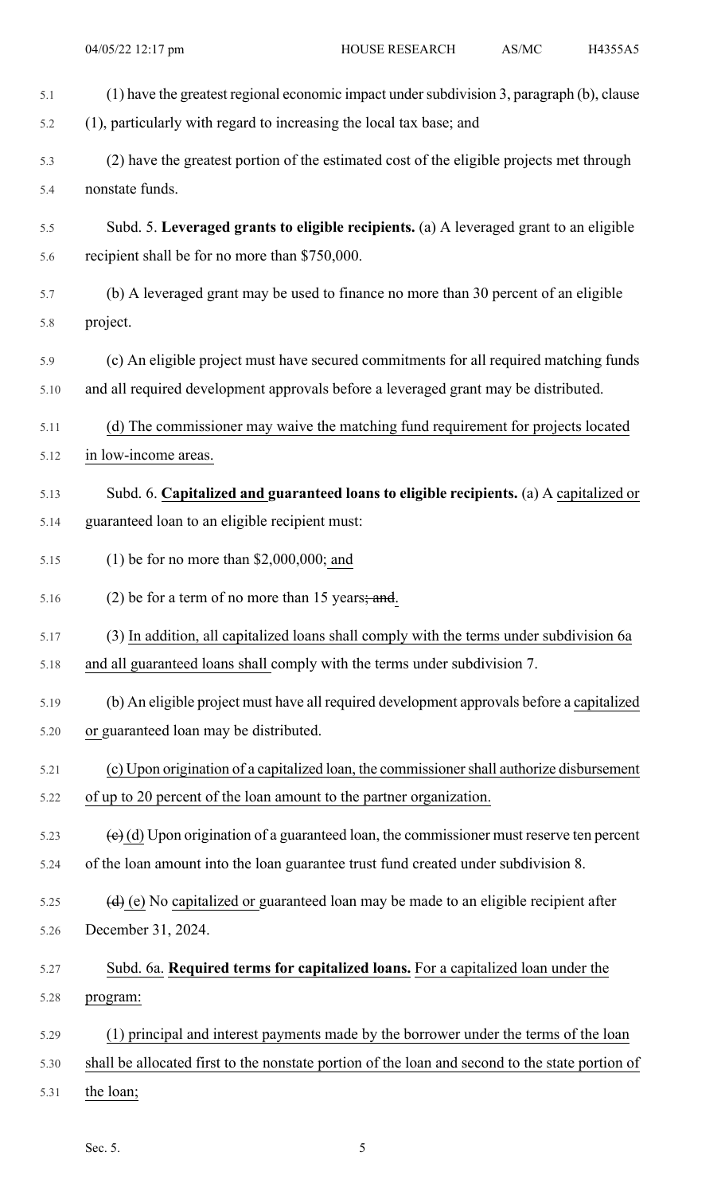(1) have the greatest regional economic impact under subdivision 3, paragraph (b), clause (1), particularly with regard to increasing the local tax base; and

(2) have the greatest portion of the estimated cost of the eligible projects met through nonstate funds.

Subd. 5. **Leveraged grants to eligible recipients.** (a) A leveraged grant to an eligible recipient shall be for no more than $750,000.

(b) A leveraged grant may be used to finance no more than 30 percent of an eligible project.

(c) An eligible project must have secured commitments for all required matching funds and all required development approvals before a leveraged grant may be distributed.

(d) The commissioner may waive the matching fund requirement for projects located in low-income areas.

Subd. 6. **Capitalized and guaranteed loans to eligible recipients.** (a) A capitalized or guaranteed loan to an eligible recipient must:

(1) be for no more than $2,000,000; and

(2) be for a term of no more than 15 years~~; and~~.

(3) In addition, all capitalized loans shall comply with the terms under subdivision 6a and all guaranteed loans shall comply with the terms under subdivision 7.

(b) An eligible project must have all required development approvals before a capitalized or guaranteed loan may be distributed.

(c) Upon origination of a capitalized loan, the commissioner shall authorize disbursement of up to 20 percent of the loan amount to the partner organization.

~~(c)~~ (d) Upon origination of a guaranteed loan, the commissioner must reserve ten percent of the loan amount into the loan guarantee trust fund created under subdivision 8.

~~(d)~~ (e) No capitalized or guaranteed loan may be made to an eligible recipient after December 31, 2024.

Subd. 6a. **Required terms for capitalized loans.** For a capitalized loan under the program:

(1) principal and interest payments made by the borrower under the terms of the loan shall be allocated first to the nonstate portion of the loan and second to the state portion of the loan;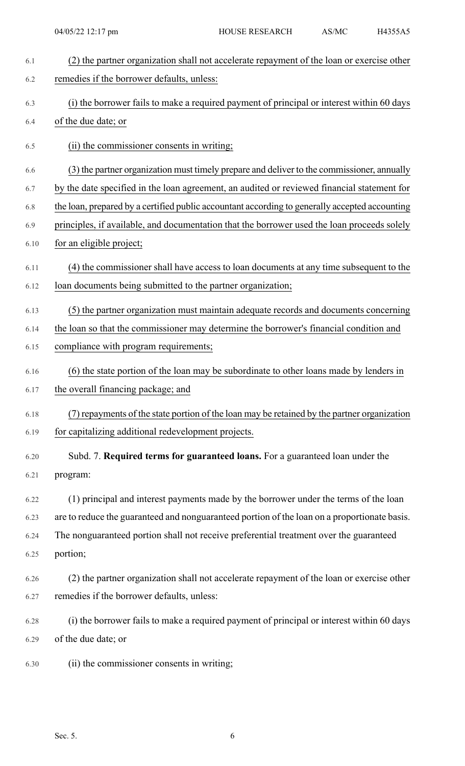(2) the partner organization shall not accelerate repayment of the loan or exercise other remedies if the borrower defaults, unless:

(i) the borrower fails to make a required payment of principal or interest within 60 days of the due date; or

(ii) the commissioner consents in writing;

(3) the partner organization must timely prepare and deliver to the commissioner, annually by the date specified in the loan agreement, an audited or reviewed financial statement for the loan, prepared by a certified public accountant according to generally accepted accounting principles, if available, and documentation that the borrower used the loan proceeds solely for an eligible project;

(4) the commissioner shall have access to loan documents at any time subsequent to the loan documents being submitted to the partner organization;

(5) the partner organization must maintain adequate records and documents concerning the loan so that the commissioner may determine the borrower's financial condition and compliance with program requirements;

(6) the state portion of the loan may be subordinate to other loans made by lenders in the overall financing package; and

(7) repayments of the state portion of the loan may be retained by the partner organization for capitalizing additional redevelopment projects.

Subd. 7. **Required terms for guaranteed loans.** For a guaranteed loan under the program:

(1) principal and interest payments made by the borrower under the terms of the loan are to reduce the guaranteed and nonguaranteed portion of the loan on a proportionate basis. The nonguaranteed portion shall not receive preferential treatment over the guaranteed portion;

(2) the partner organization shall not accelerate repayment of the loan or exercise other remedies if the borrower defaults, unless:

(i) the borrower fails to make a required payment of principal or interest within 60 days of the due date; or

(ii) the commissioner consents in writing;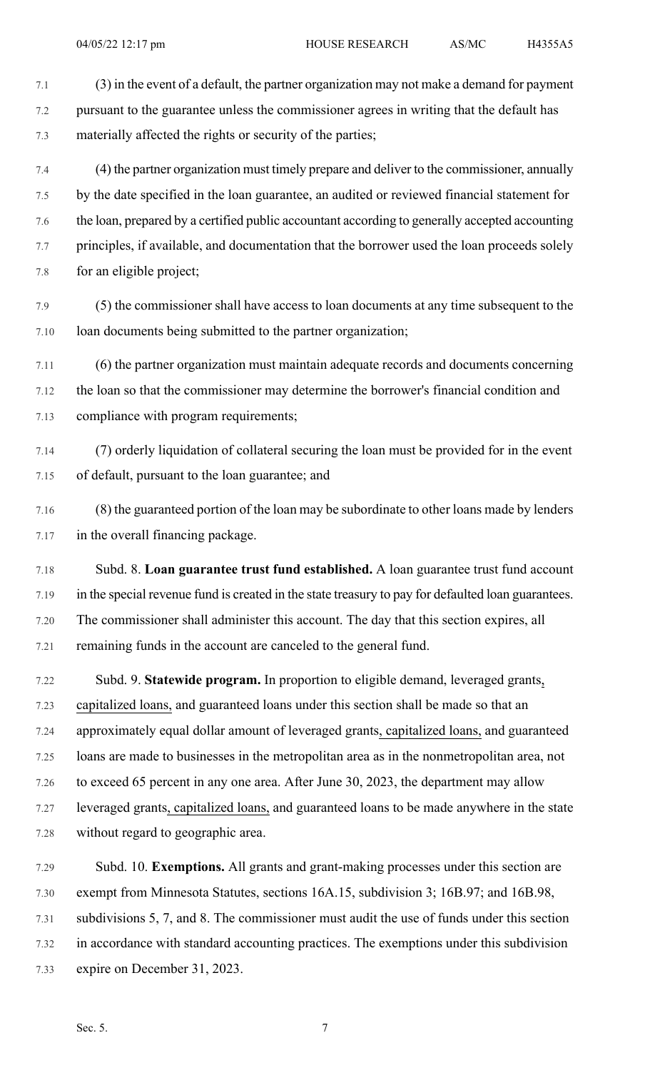(3) in the event of a default, the partner organization may not make a demand for payment pursuant to the guarantee unless the commissioner agrees in writing that the default has materially affected the rights or security of the parties;

(4) the partner organization must timely prepare and deliver to the commissioner, annually by the date specified in the loan guarantee, an audited or reviewed financial statement for the loan, prepared by a certified public accountant according to generally accepted accounting principles, if available, and documentation that the borrower used the loan proceeds solely for an eligible project;

(5) the commissioner shall have access to loan documents at any time subsequent to the loan documents being submitted to the partner organization;

(6) the partner organization must maintain adequate records and documents concerning the loan so that the commissioner may determine the borrower's financial condition and compliance with program requirements;

(7) orderly liquidation of collateral securing the loan must be provided for in the event of default, pursuant to the loan guarantee; and

(8) the guaranteed portion of the loan may be subordinate to other loans made by lenders in the overall financing package.

Subd. 8. **Loan guarantee trust fund established.** A loan guarantee trust fund account in the special revenue fund is created in the state treasury to pay for defaulted loan guarantees. The commissioner shall administer this account. The day that this section expires, all remaining funds in the account are canceled to the general fund.

Subd. 9. **Statewide program.** In proportion to eligible demand, leveraged grants, capitalized loans, and guaranteed loans under this section shall be made so that an approximately equal dollar amount of leveraged grants, capitalized loans, and guaranteed loans are made to businesses in the metropolitan area as in the nonmetropolitan area, not to exceed 65 percent in any one area. After June 30, 2023, the department may allow leveraged grants, capitalized loans, and guaranteed loans to be made anywhere in the state without regard to geographic area.

Subd. 10. **Exemptions.** All grants and grant-making processes under this section are exempt from Minnesota Statutes, sections 16A.15, subdivision 3; 16B.97; and 16B.98, subdivisions 5, 7, and 8. The commissioner must audit the use of funds under this section in accordance with standard accounting practices. The exemptions under this subdivision expire on December 31, 2023.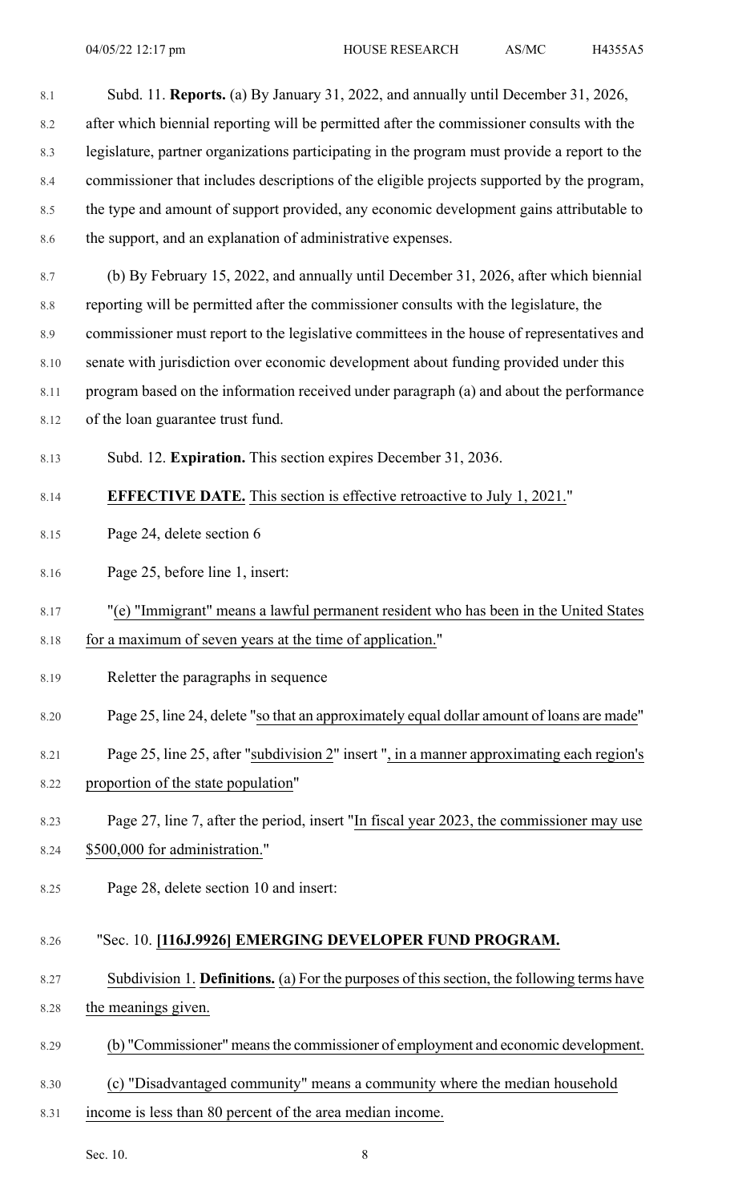Subd. 11. **Reports.** (a) By January 31, 2022, and annually until December 31, 2026, after which biennial reporting will be permitted after the commissioner consults with the legislature, partner organizations participating in the program must provide a report to the commissioner that includes descriptions of the eligible projects supported by the program, the type and amount of support provided, any economic development gains attributable to the support, and an explanation of administrative expenses.

(b) By February 15, 2022, and annually until December 31, 2026, after which biennial reporting will be permitted after the commissioner consults with the legislature, the commissioner must report to the legislative committees in the house of representatives and senate with jurisdiction over economic development about funding provided under this program based on the information received under paragraph (a) and about the performance of the loan guarantee trust fund.

Subd. 12. **Expiration.** This section expires December 31, 2036.

**EFFECTIVE DATE.** This section is effective retroactive to July 1, 2021."

Page 24, delete section 6

Page 25, before line 1, insert:

"(e) "Immigrant" means a lawful permanent resident who has been in the United States for a maximum of seven years at the time of application."

Reletter the paragraphs in sequence

Page 25, line 24, delete "so that an approximately equal dollar amount of loans are made"

Page 25, line 25, after "subdivision 2" insert ", in a manner approximating each region's proportion of the state population"

Page 27, line 7, after the period, insert "In fiscal year 2023, the commissioner may use $500,000 for administration."

Page 28, delete section 10 and insert:

"Sec. 10. **[116J.9926] EMERGING DEVELOPER FUND PROGRAM.**

Subdivision 1. **Definitions.** (a) For the purposes of this section, the following terms have the meanings given.

(b) "Commissioner" means the commissioner of employment and economic development.

(c) "Disadvantaged community" means a community where the median household income is less than 80 percent of the area median income.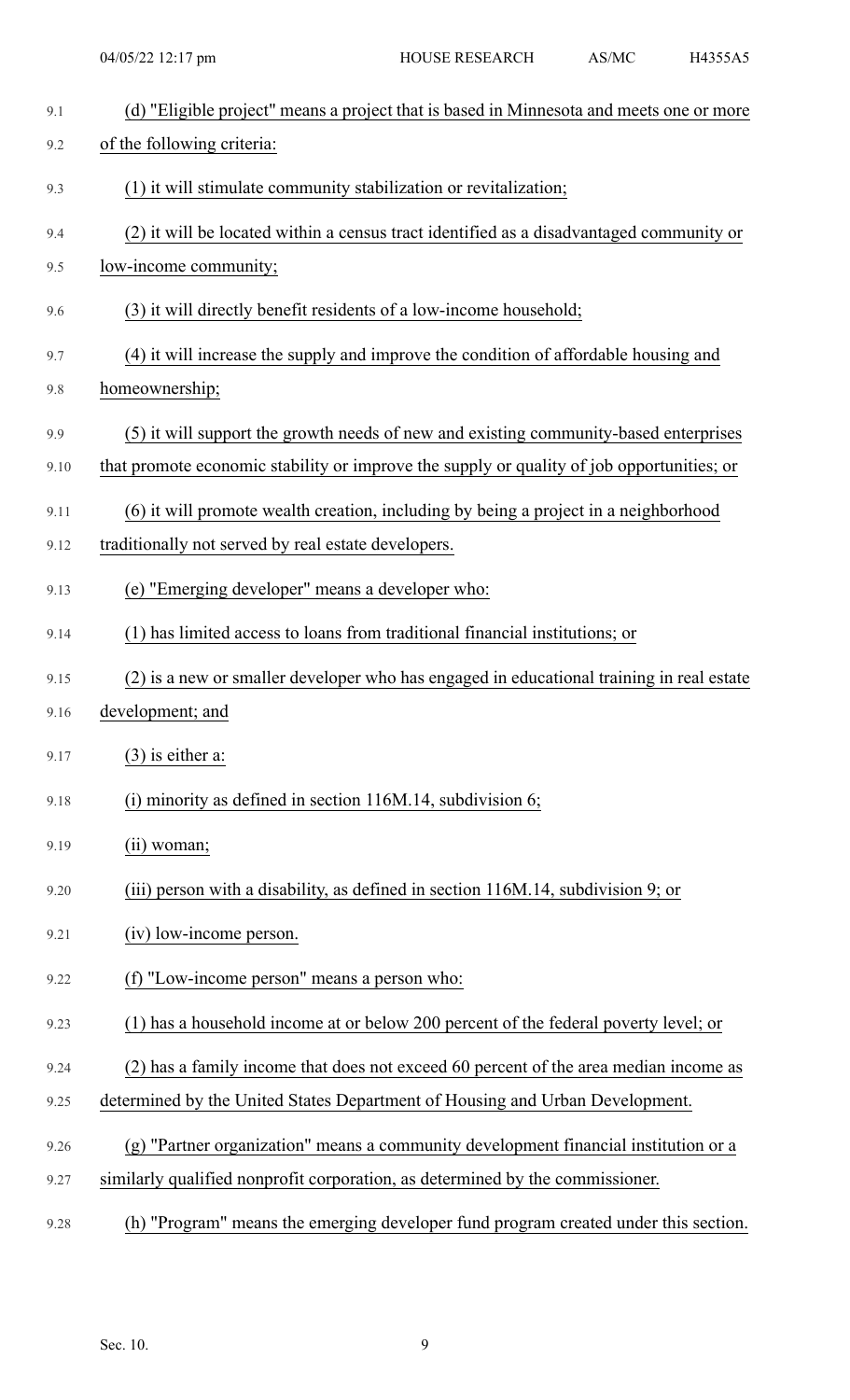(d) "Eligible project" means a project that is based in Minnesota and meets one or more of the following criteria:

(1) it will stimulate community stabilization or revitalization;

(2) it will be located within a census tract identified as a disadvantaged community or low-income community;

(3) it will directly benefit residents of a low-income household;

(4) it will increase the supply and improve the condition of affordable housing and homeownership;

(5) it will support the growth needs of new and existing community-based enterprises that promote economic stability or improve the supply or quality of job opportunities; or

(6) it will promote wealth creation, including by being a project in a neighborhood traditionally not served by real estate developers.

(e) "Emerging developer" means a developer who:

(1) has limited access to loans from traditional financial institutions; or

(2) is a new or smaller developer who has engaged in educational training in real estate development; and

(3) is either a:

(i) minority as defined in section 116M.14, subdivision 6;

(ii) woman;

(iii) person with a disability, as defined in section 116M.14, subdivision 9; or

(iv) low-income person.

(f) "Low-income person" means a person who:

(1) has a household income at or below 200 percent of the federal poverty level; or

(2) has a family income that does not exceed 60 percent of the area median income as determined by the United States Department of Housing and Urban Development.

(g) "Partner organization" means a community development financial institution or a similarly qualified nonprofit corporation, as determined by the commissioner.

(h) "Program" means the emerging developer fund program created under this section.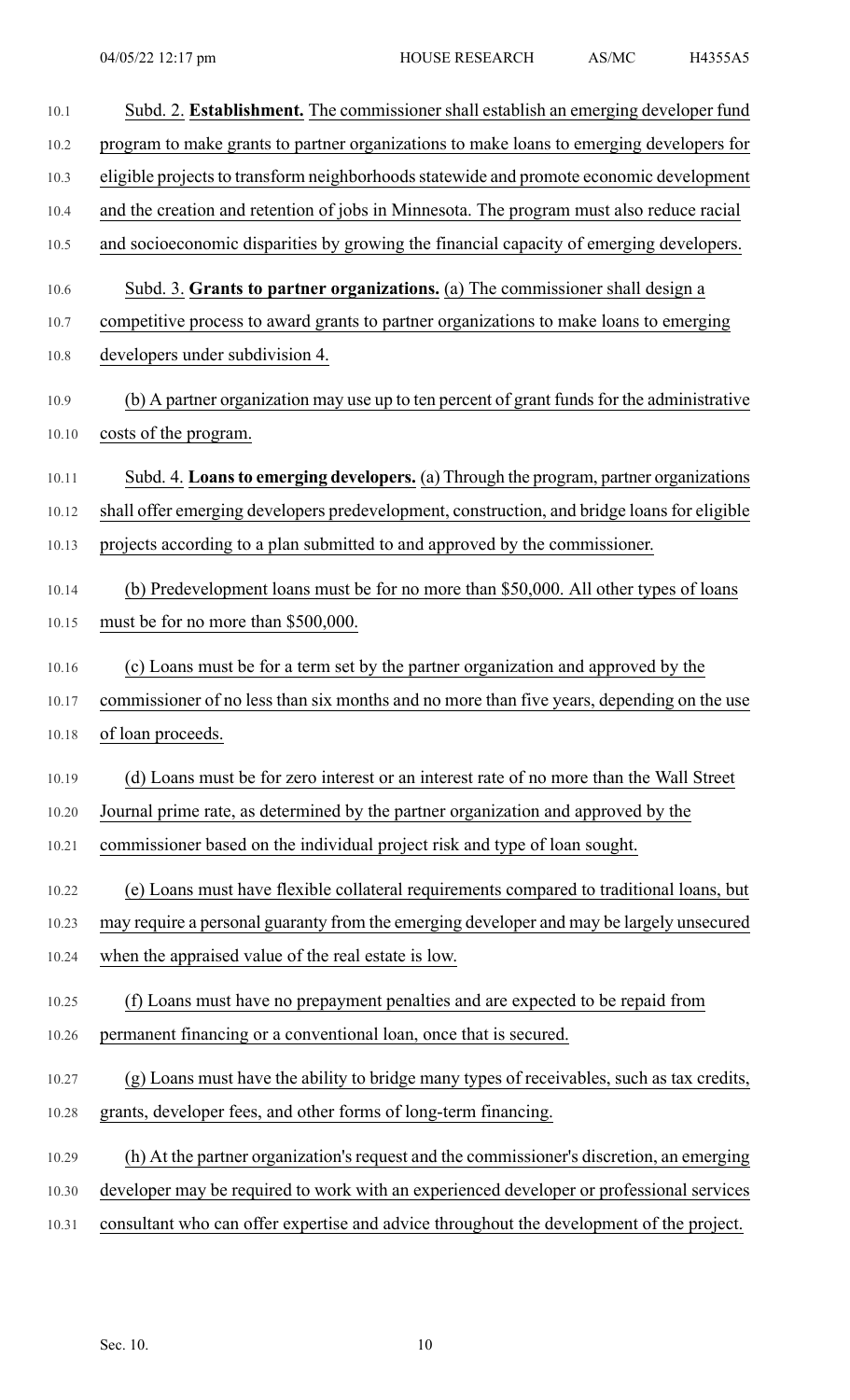Subd. 2. **Establishment.** The commissioner shall establish an emerging developer fund program to make grants to partner organizations to make loans to emerging developers for eligible projects to transform neighborhoods statewide and promote economic development and the creation and retention of jobs in Minnesota. The program must also reduce racial and socioeconomic disparities by growing the financial capacity of emerging developers.

Subd. 3. **Grants to partner organizations.** (a) The commissioner shall design a competitive process to award grants to partner organizations to make loans to emerging developers under subdivision 4.

(b) A partner organization may use up to ten percent of grant funds for the administrative costs of the program.

Subd. 4. **Loans to emerging developers.** (a) Through the program, partner organizations shall offer emerging developers predevelopment, construction, and bridge loans for eligible projects according to a plan submitted to and approved by the commissioner.

(b) Predevelopment loans must be for no more than $50,000. All other types of loans must be for no more than $500,000.

(c) Loans must be for a term set by the partner organization and approved by the commissioner of no less than six months and no more than five years, depending on the use of loan proceeds.

(d) Loans must be for zero interest or an interest rate of no more than the Wall Street Journal prime rate, as determined by the partner organization and approved by the commissioner based on the individual project risk and type of loan sought.

(e) Loans must have flexible collateral requirements compared to traditional loans, but may require a personal guaranty from the emerging developer and may be largely unsecured when the appraised value of the real estate is low.

(f) Loans must have no prepayment penalties and are expected to be repaid from permanent financing or a conventional loan, once that is secured.

(g) Loans must have the ability to bridge many types of receivables, such as tax credits, grants, developer fees, and other forms of long-term financing.

(h) At the partner organization's request and the commissioner's discretion, an emerging developer may be required to work with an experienced developer or professional services consultant who can offer expertise and advice throughout the development of the project.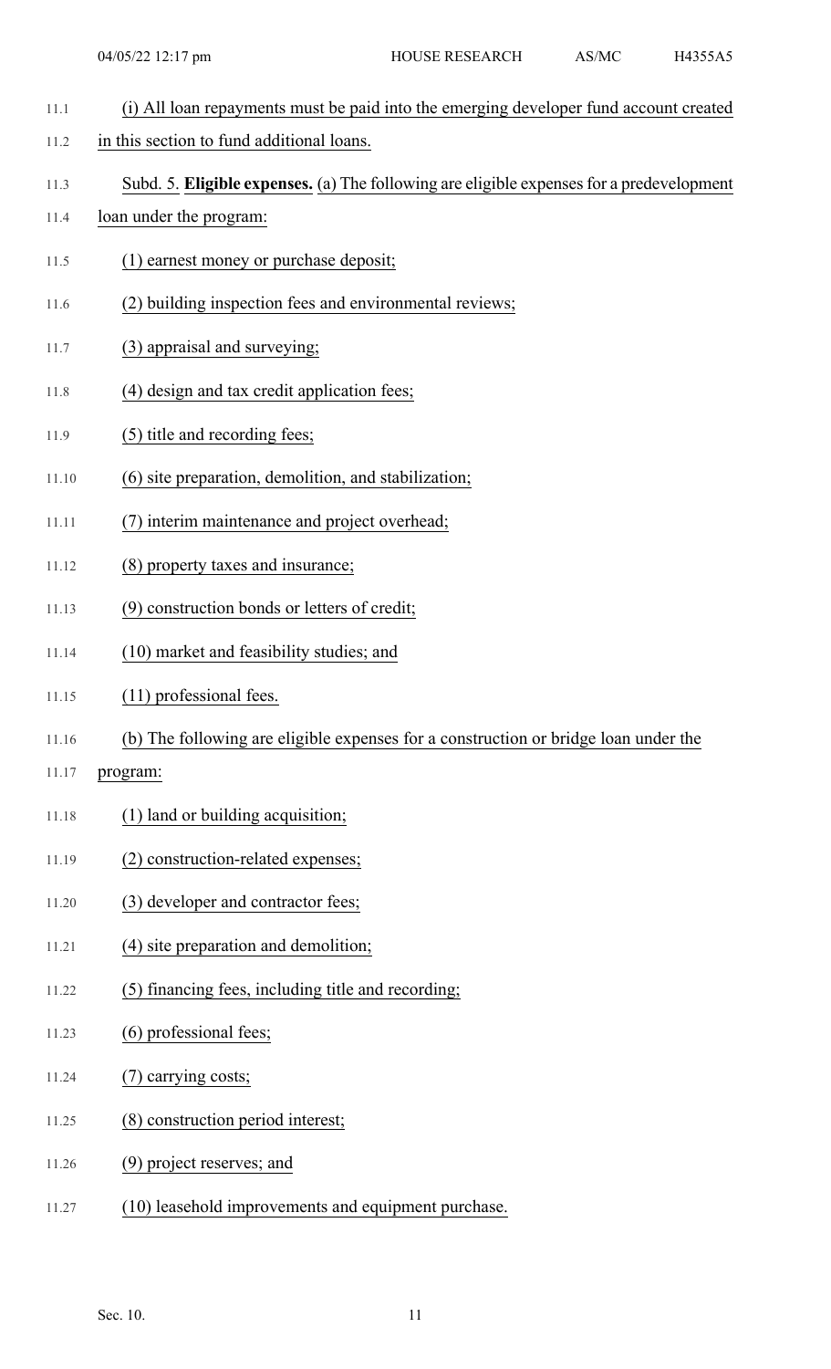(i) All loan repayments must be paid into the emerging developer fund account created in this section to fund additional loans.

Subd. 5. **Eligible expenses.** (a) The following are eligible expenses for a predevelopment loan under the program:

(1) earnest money or purchase deposit;

(2) building inspection fees and environmental reviews;

(3) appraisal and surveying;

(4) design and tax credit application fees;

(5) title and recording fees;

(6) site preparation, demolition, and stabilization;

(7) interim maintenance and project overhead;

(8) property taxes and insurance;

(9) construction bonds or letters of credit;

(10) market and feasibility studies; and

(11) professional fees.

(b) The following are eligible expenses for a construction or bridge loan under the program:

(1) land or building acquisition;

(2) construction-related expenses;

(3) developer and contractor fees;

(4) site preparation and demolition;

(5) financing fees, including title and recording;

(6) professional fees;

(7) carrying costs;

(8) construction period interest;

(9) project reserves; and

(10) leasehold improvements and equipment purchase.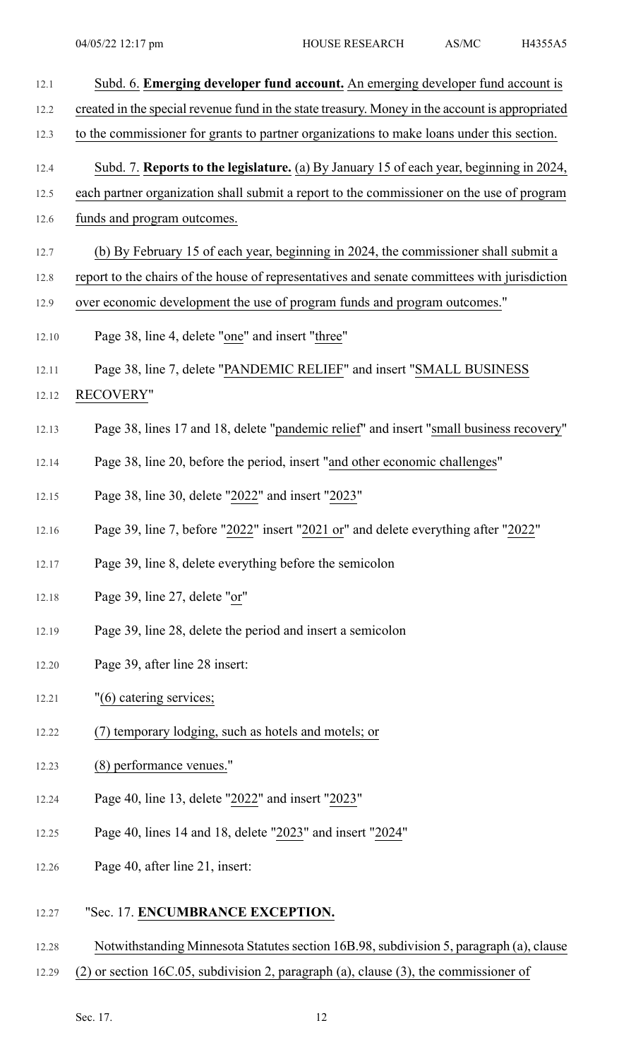Subd. 6. **Emerging developer fund account.** An emerging developer fund account is created in the special revenue fund in the state treasury. Money in the account is appropriated to the commissioner for grants to partner organizations to make loans under this section.

Subd. 7. **Reports to the legislature.** (a) By January 15 of each year, beginning in 2024, each partner organization shall submit a report to the commissioner on the use of program funds and program outcomes.

(b) By February 15 of each year, beginning in 2024, the commissioner shall submit a report to the chairs of the house of representatives and senate committees with jurisdiction over economic development the use of program funds and program outcomes."

Page 38, line 4, delete "one" and insert "three"

Page 38, line 7, delete "PANDEMIC RELIEF" and insert "SMALL BUSINESS RECOVERY"

Page 38, lines 17 and 18, delete "pandemic relief" and insert "small business recovery"

Page 38, line 20, before the period, insert "and other economic challenges"

Page 38, line 30, delete "2022" and insert "2023"

Page 39, line 7, before "2022" insert "2021 or" and delete everything after "2022"

Page 39, line 8, delete everything before the semicolon

Page 39, line 27, delete "or"

Page 39, line 28, delete the period and insert a semicolon

Page 39, after line 28 insert:

"(6) catering services;

(7) temporary lodging, such as hotels and motels; or

(8) performance venues."

Page 40, line 13, delete "2022" and insert "2023"

Page 40, lines 14 and 18, delete "2023" and insert "2024"

Page 40, after line 21, insert:

"Sec. 17. **ENCUMBRANCE EXCEPTION.**

Notwithstanding Minnesota Statutes section 16B.98, subdivision 5, paragraph (a), clause (2) or section 16C.05, subdivision 2, paragraph (a), clause (3), the commissioner of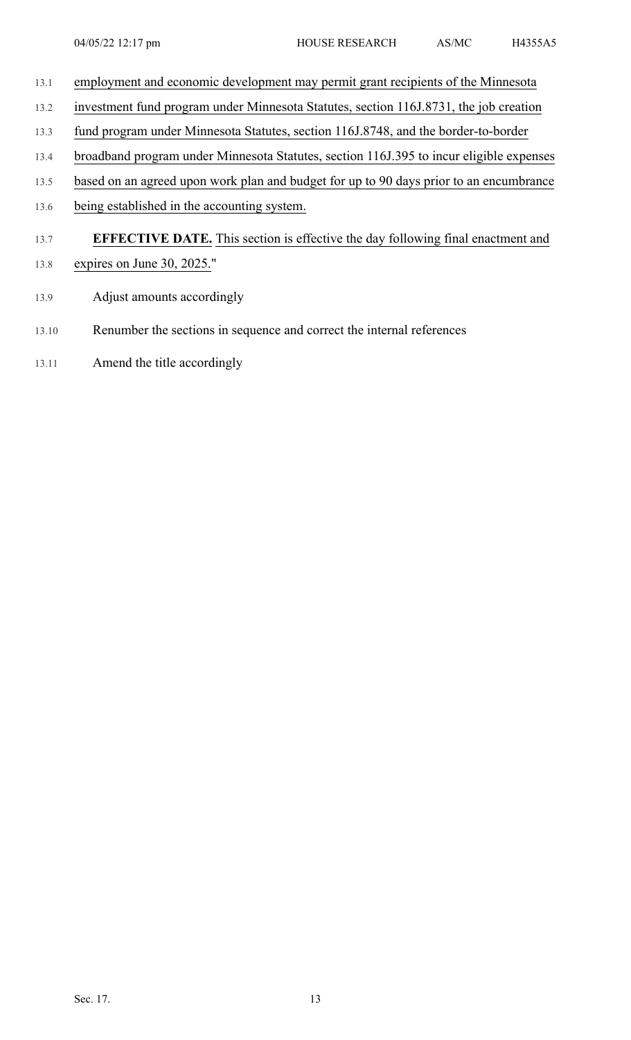employment and economic development may permit grant recipients of the Minnesota investment fund program under Minnesota Statutes, section 116J.8731, the job creation fund program under Minnesota Statutes, section 116J.8748, and the border-to-border broadband program under Minnesota Statutes, section 116J.395 to incur eligible expenses based on an agreed upon work plan and budget for up to 90 days prior to an encumbrance being established in the accounting system.

**EFFECTIVE DATE.** This section is effective the day following final enactment and expires on June 30, 2025."

Adjust amounts accordingly

Renumber the sections in sequence and correct the internal references

Amend the title accordingly